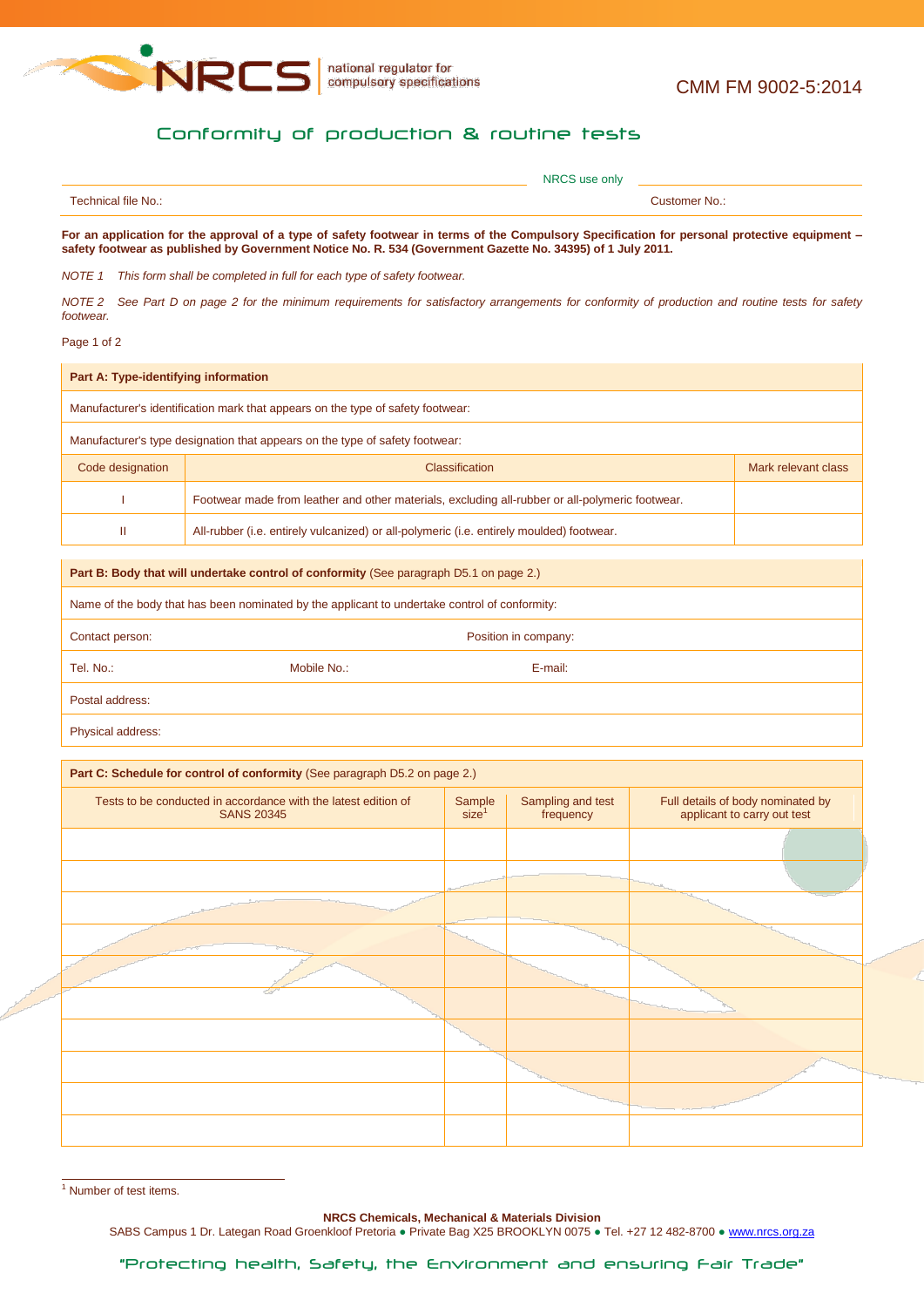national regulator for compulsory specifications

CMM FM 9002-5:2014

# Conformity of production & routine tests

NRCS use only

| Technical file No.: | Customer No.: |
|---|---|

**For an application for the approval of a type of safety footwear in terms of the Compulsory Specification for personal protective equipment – safety footwear as published by Government Notice No. R. 534 (Government Gazette No. 34395) of 1 July 2011.**

*NOTE 1 This form shall be completed in full for each type of safety footwear.*

*NOTE 2 See Part D on page 2 for the minimum requirements for satisfactory arrangements for conformity of production and routine tests for safety footwear.*

Page 1 of 2

| **Part A: Type-identifying information** | | |
|---|---|---|
| Manufacturer's identification mark that appears on the type of safety footwear: | | |
| Manufacturer's type designation that appears on the type of safety footwear: | | |
| Code designation | Classification | Mark relevant class |
| I | Footwear made from leather and other materials, excluding all-rubber or all-polymeric footwear. | |
| II | All-rubber (i.e. entirely vulcanized) or all-polymeric (i.e. entirely moulded) footwear. | |

| **Part B: Body that will undertake control of conformity** (See paragraph D5.1 on page 2.) | | |
|---|---|---|
| Name of the body that has been nominated by the applicant to undertake control of conformity: | | |
| Contact person: | Position in company: | |
| Tel. No.: | Mobile No.: | E-mail: |
| Postal address: | | |
| Physical address: | | |

**Part C: Schedule for control of conformity** (See paragraph D5.2 on page 2.)

| Tests to be conducted in accordance with the latest edition of SANS 20345 | Sample size[1] | Sampling and test frequency | Full details of body nominated by applicant to carry out test |
|---|---|---|---|
| | | | |
| | | | |
| | | | |
| | | | |
| | | | |
| | | | |
| | | | |
| | | | |
| | | | |
| | | | |

[1] Number of test items.

**NRCS Chemicals, Mechanical & Materials Division**
SABS Campus 1 Dr. Lategan Road Groenkloof Pretoria ● Private Bag X25 BROOKLYN 0075 ● Tel. +27 12 482-8700 ● www.nrcs.org.za

"Protecting health, Safety, the Environment and ensuring Fair Trade"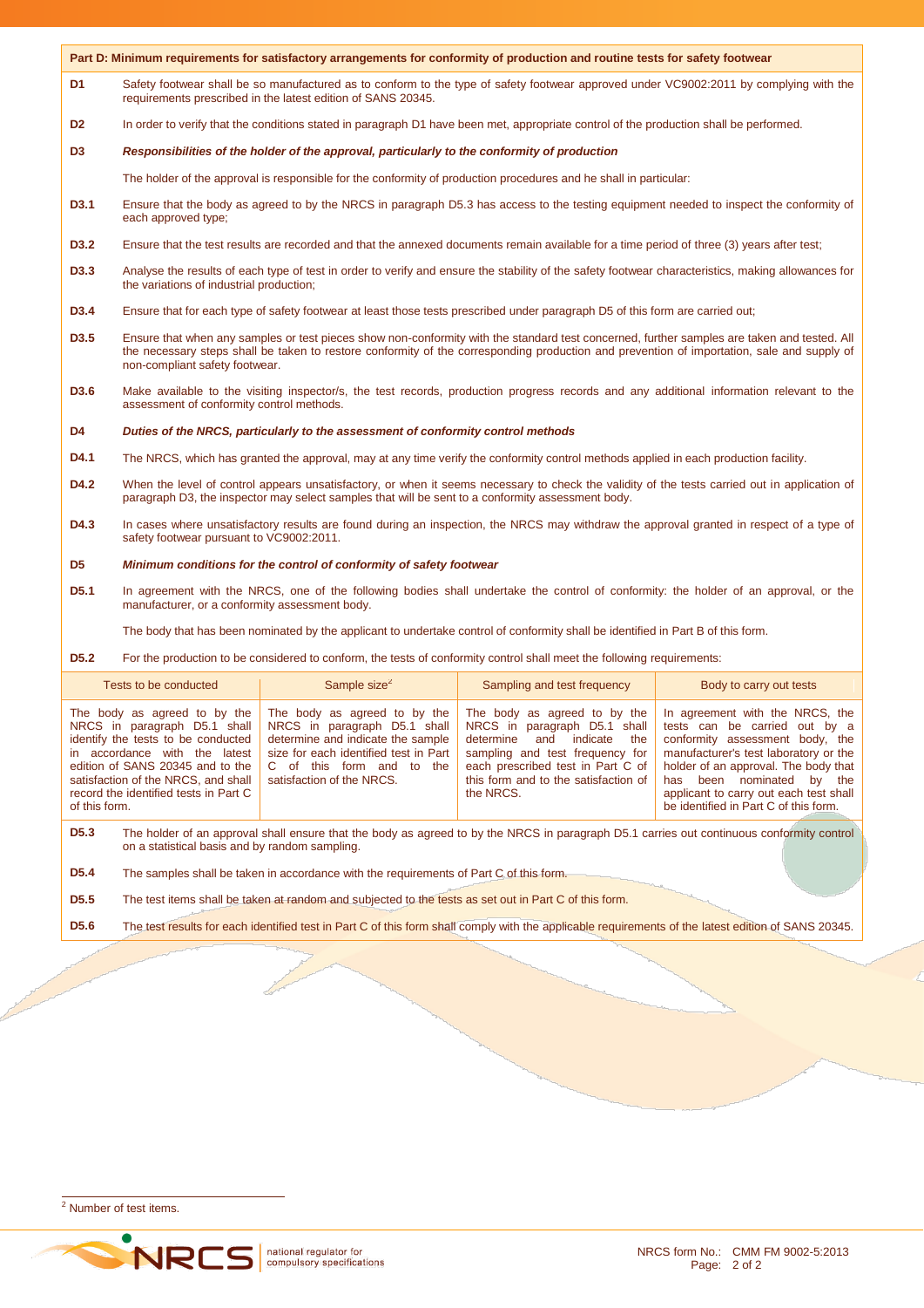## Part D: Minimum requirements for satisfactory arrangements for conformity of production and routine tests for safety footwear

**D1** Safety footwear shall be so manufactured as to conform to the type of safety footwear approved under VC9002:2011 by complying with the requirements prescribed in the latest edition of SANS 20345.

**D2** In order to verify that the conditions stated in paragraph D1 have been met, appropriate control of the production shall be performed.

**D3** ***Responsibilities of the holder of the approval, particularly to the conformity of production***

The holder of the approval is responsible for the conformity of production procedures and he shall in particular:

**D3.1** Ensure that the body as agreed to by the NRCS in paragraph D5.3 has access to the testing equipment needed to inspect the conformity of each approved type;

**D3.2** Ensure that the test results are recorded and that the annexed documents remain available for a time period of three (3) years after test;

**D3.3** Analyse the results of each type of test in order to verify and ensure the stability of the safety footwear characteristics, making allowances for the variations of industrial production;

**D3.4** Ensure that for each type of safety footwear at least those tests prescribed under paragraph D5 of this form are carried out;

**D3.5** Ensure that when any samples or test pieces show non-conformity with the standard test concerned, further samples are taken and tested. All the necessary steps shall be taken to restore conformity of the corresponding production and prevention of importation, sale and supply of non-compliant safety footwear.

**D3.6** Make available to the visiting inspector/s, the test records, production progress records and any additional information relevant to the assessment of conformity control methods.

**D4** ***Duties of the NRCS, particularly to the assessment of conformity control methods***

**D4.1** The NRCS, which has granted the approval, may at any time verify the conformity control methods applied in each production facility.

**D4.2** When the level of control appears unsatisfactory, or when it seems necessary to check the validity of the tests carried out in application of paragraph D3, the inspector may select samples that will be sent to a conformity assessment body.

**D4.3** In cases where unsatisfactory results are found during an inspection, the NRCS may withdraw the approval granted in respect of a type of safety footwear pursuant to VC9002:2011.

**D5** ***Minimum conditions for the control of conformity of safety footwear***

**D5.1** In agreement with the NRCS, one of the following bodies shall undertake the control of conformity: the holder of an approval, or the manufacturer, or a conformity assessment body.

The body that has been nominated by the applicant to undertake control of conformity shall be identified in Part B of this form.

**D5.2** For the production to be considered to conform, the tests of conformity control shall meet the following requirements:

| Tests to be conducted | Sample size[2] | Sampling and test frequency | Body to carry out tests |
|---|---|---|---|
| The body as agreed to by the NRCS in paragraph D5.1 shall identify the tests to be conducted in accordance with the latest edition of SANS 20345 and to the satisfaction of the NRCS, and shall record the identified tests in Part C of this form. | The body as agreed to by the NRCS in paragraph D5.1 shall determine and indicate the sample size for each identified test in Part C of this form and to the satisfaction of the NRCS. | The body as agreed to by the NRCS in paragraph D5.1 shall determine and indicate the sampling and test frequency for each prescribed test in Part C of this form and to the satisfaction of the NRCS. | In agreement with the NRCS, the tests can be carried out by a conformity assessment body, the manufacturer's test laboratory or the holder of an approval. The body that has been nominated by the applicant to carry out each test shall be identified in Part C of this form. |

**D5.3** The holder of an approval shall ensure that the body as agreed to by the NRCS in paragraph D5.1 carries out continuous conformity control on a statistical basis and by random sampling.

**D5.4** The samples shall be taken in accordance with the requirements of Part C of this form.

**D5.5** The test items shall be taken at random and subjected to the tests as set out in Part C of this form.

**D5.6** The test results for each identified test in Part C of this form shall comply with the applicable requirements of the latest edition of SANS 20345.

[2] Number of test items.